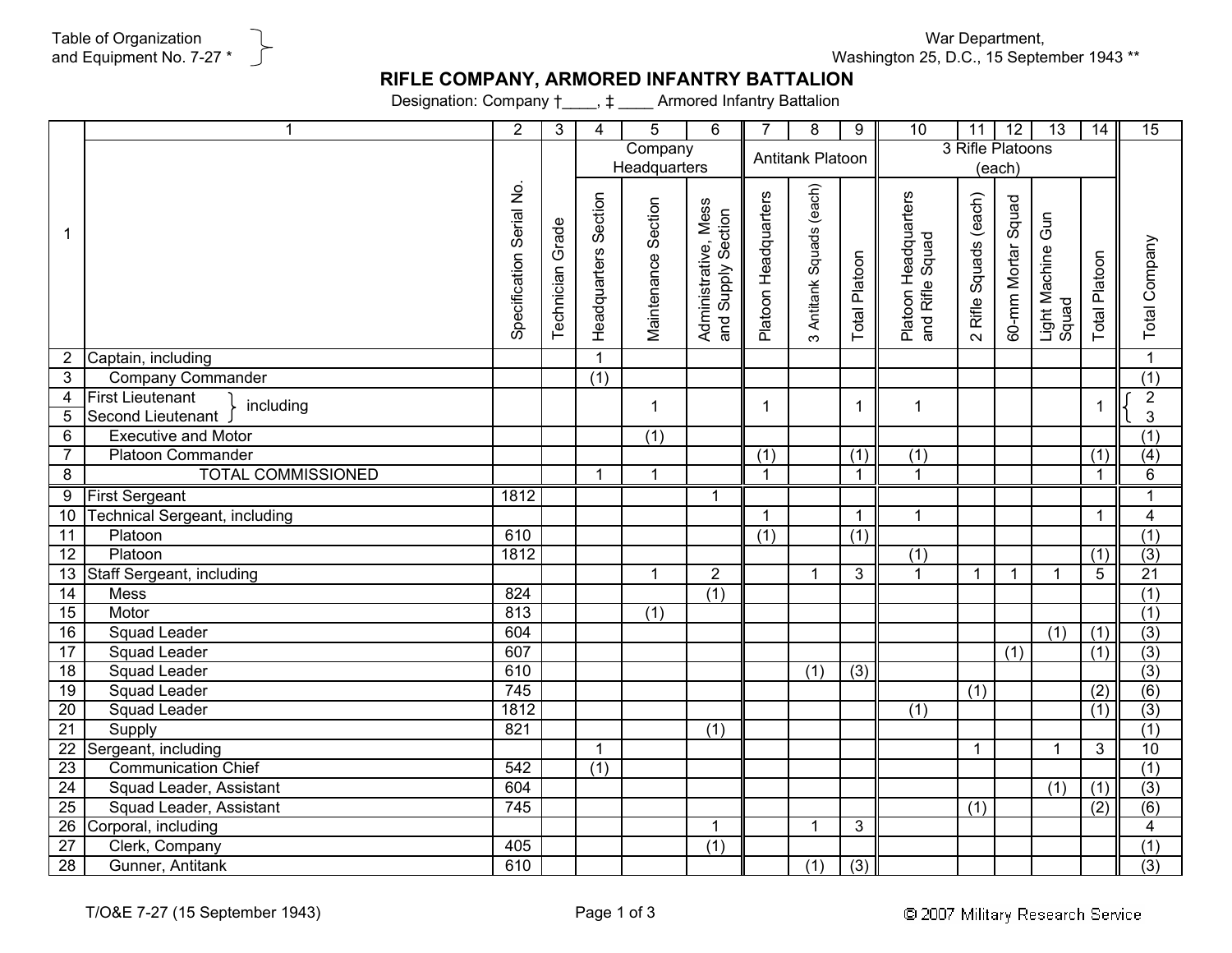Table of Organization and Equipment No. 7-27 *

War Department, Washington 25, D.C., 15 September 1943 **

# RIFLE COMPANY, ARMORED INFANTRY BATTALION

Designation: Company †____, ‡ ____ Armored Infantry Battalion

| 1 | 1 | 2 | 3 | 4 | 5 | 6 | 7 | 8 | 9 | 10 | 11 | 12 | 13 | 14 | 15 |
|---|---|---|---|---|---|---|---|---|---|---|---|---|---|---|---|
| | | | | Company Headquarters | | | Antitank Platoon | | | 3 Rifle Platoons (each) | | | | | |
| 1 | | Specification Serial No. | Technician Grade | Headquarters Section | Maintenance Section | Administrative, Mess and Supply Section | Platoon Headquarters | 3 Antitank Squads (each) | Total Platoon | Platoon Headquarters and Rifle Squad | 2 Rifle Squads (each) | 60-mm Mortar Squad | Light Machine Gun Squad | Total Platoon | Total Company |
| 2 | Captain, including | | | 1 | | | | | | | | | | | 1 |
| 3 | Company Commander | | | (1) | | | | | | | | | | | (1) |
| 4 | First Lieutenant } including | | | | 1 | | 1 | | 1 | 1 | | | | 1 | { 2 |
| 5 | Second Lieutenant } | | | | | | | | | | | | | | { 3 |
| 6 | Executive and Motor | | | | (1) | | | | | | | | | | (1) |
| 7 | Platoon Commander | | | | | | (1) | | (1) | (1) | | | | (1) | (4) |
| 8 | TOTAL COMMISSIONED | | | 1 | 1 | | 1 | | 1 | 1 | | | | 1 | 6 |
| 9 | First Sergeant | 1812 | | | | 1 | | | | | | | | | 1 |
| 10 | Technical Sergeant, including | | | | | | 1 | | 1 | 1 | | | | 1 | 4 |
| 11 | Platoon | 610 | | | | | (1) | | (1) | | | | | | (1) |
| 12 | Platoon | 1812 | | | | | | | | (1) | | | | (1) | (3) |
| 13 | Staff Sergeant, including | | | | 1 | 2 | | 1 | 3 | 1 | 1 | 1 | 1 | 5 | 21 |
| 14 | Mess | 824 | | | | (1) | | | | | | | | | (1) |
| 15 | Motor | 813 | | | (1) | | | | | | | | | | (1) |
| 16 | Squad Leader | 604 | | | | | | | | | | | (1) | (1) | (3) |
| 17 | Squad Leader | 607 | | | | | | | | | | (1) | | (1) | (3) |
| 18 | Squad Leader | 610 | | | | | | (1) | (3) | | | | | | (3) |
| 19 | Squad Leader | 745 | | | | | | | | | (1) | | | (2) | (6) |
| 20 | Squad Leader | 1812 | | | | | | | | (1) | | | | (1) | (3) |
| 21 | Supply | 821 | | | | (1) | | | | | | | | | (1) |
| 22 | Sergeant, including | | | 1 | | | | | | | 1 | | 1 | 3 | 10 |
| 23 | Communication Chief | 542 | | (1) | | | | | | | | | | | (1) |
| 24 | Squad Leader, Assistant | 604 | | | | | | | | | | | (1) | (1) | (3) |
| 25 | Squad Leader, Assistant | 745 | | | | | | | | | (1) | | | (2) | (6) |
| 26 | Corporal, including | | | | | 1 | | 1 | 3 | | | | | | 4 |
| 27 | Clerk, Company | 405 | | | | (1) | | | | | | | | | (1) |
| 28 | Gunner, Antitank | 610 | | | | | | (1) | (3) | | | | | | (3) |

T/O&E 7-27 (15 September 1943)

© 2007 Military Research Service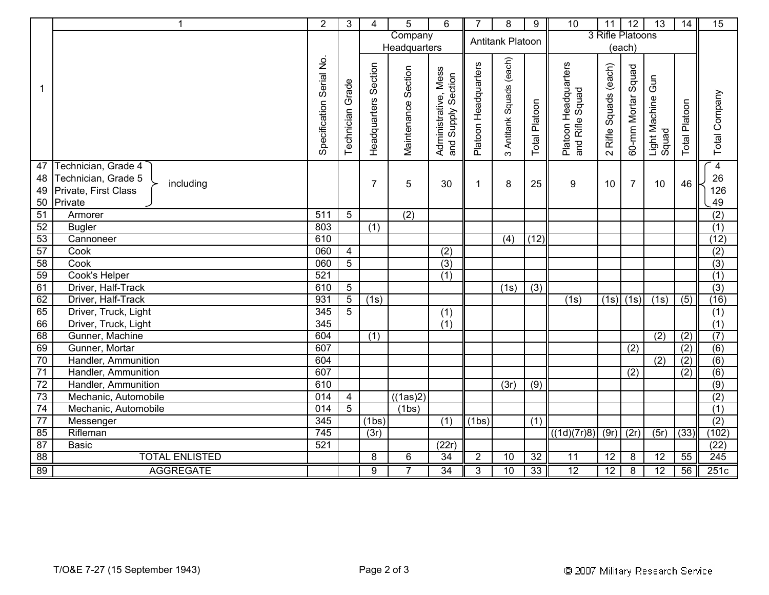| 1 | 1 | 2 | 3 | 4 | 5 | 6 | 7 | 8 | 9 | 10 | 11 | 12 | 13 | 14 | 15 |
|---|---|---|---|---|---|---|---|---|---|---|---|---|---|---|---|
| | | | | Company Headquarters | | | Antitank Platoon | | | 3 Rifle Platoons (each) | | | | | |
| | | Specification Serial No. | Technician Grade | Headquarters Section | Maintenance Section | Administrative, Mess and Supply Section | Platoon Headquarters | 3 Antitank Squads (each) | Total Platoon | Platoon Headquarters and Rifle Squad | 2 Rifle Squads (each) | 60-mm Mortar Squad | Light Machine Gun Squad | Total Platoon | Total Company |
| 47 | Technician, Grade 4 including | | | | | | | | | | | | | | 4 |
| 48 | Technician, Grade 5 including | | | 7 | 5 | 30 | 1 | 8 | 25 | 9 | 10 | 7 | 10 | 46 | 26 |
| 49 | Private, First Class including | | | | | | | | | | | | | | 126 |
| 50 | Private including | | | | | | | | | | | | | | 49 |
| 51 | Armorer | 511 | 5 | | (2) | | | | | | | | | | (2) |
| 52 | Bugler | 803 | | (1) | | | | | | | | | | | (1) |
| 53 | Cannoneer | 610 | | | | | | (4) | (12) | | | | | | (12) |
| 57 | Cook | 060 | 4 | | | (2) | | | | | | | | | (2) |
| 58 | Cook | 060 | 5 | | | (3) | | | | | | | | | (3) |
| 59 | Cook's Helper | 521 | | | | (1) | | | | | | | | | (1) |
| 61 | Driver, Half-Track | 610 | 5 | | | | | (1s) | (3) | | | | | | (3) |
| 62 | Driver, Half-Track | 931 | 5 | (1s) | | | | | | (1s) | (1s) | (1s) | (1s) | (5) | (16) |
| 65 | Driver, Truck, Light | 345 | 5 | | | (1) | | | | | | | | | (1) |
| 66 | Driver, Truck, Light | 345 | | | | (1) | | | | | | | | | (1) |
| 68 | Gunner, Machine | 604 | | (1) | | | | | | | | | (2) | (2) | (7) |
| 69 | Gunner, Mortar | 607 | | | | | | | | | | (2) | | (2) | (6) |
| 70 | Handler, Ammunition | 604 | | | | | | | | | | | (2) | (2) | (6) |
| 71 | Handler, Ammunition | 607 | | | | | | | | | | (2) | | (2) | (6) |
| 72 | Handler, Ammunition | 610 | | | | | | (3r) | (9) | | | | | | (9) |
| 73 | Mechanic, Automobile | 014 | 4 | | ((1as)2) | | | | | | | | | | (2) |
| 74 | Mechanic, Automobile | 014 | 5 | | (1bs) | | | | | | | | | | (1) |
| 77 | Messenger | 345 | | (1bs) | | (1) | (1bs) | | (1) | | | | | | (2) |
| 85 | Rifleman | 745 | | (3r) | | | | | | ((1d)(7r)8) | (9r) | (2r) | (5r) | (33) | (102) |
| 87 | Basic | 521 | | | | (22r) | | | | | | | | | (22) |
| 88 | TOTAL ENLISTED | | | 8 | 6 | 34 | 2 | 10 | 32 | 11 | 12 | 8 | 12 | 55 | 245 |
| 89 | AGGREGATE | | | 9 | 7 | 34 | 3 | 10 | 33 | 12 | 12 | 8 | 12 | 56 | 251c |

T/O&E 7-27 (15 September 1943)

© 2007 Military Research Service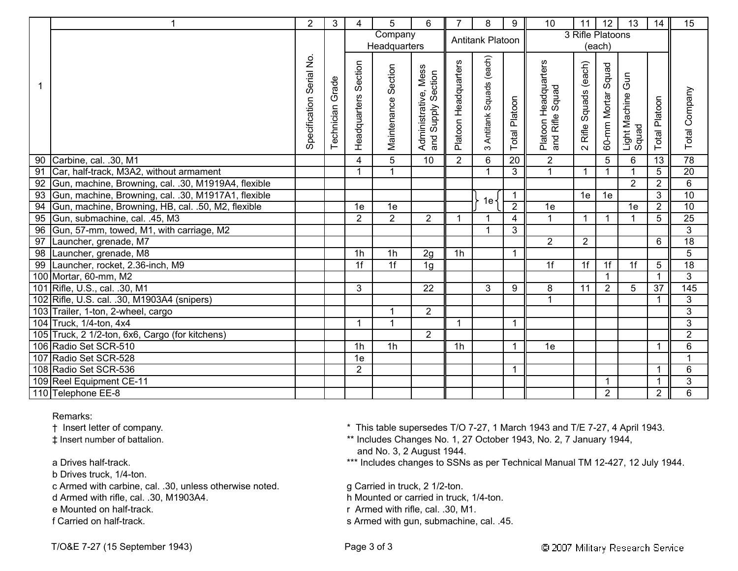| 1 | 2 | 3 | 4 | 5 | 6 | 7 | 8 | 9 | 10 | 11 | 12 | 13 | 14 | 15 |
|---|---|---|---|---|---|---|---|---|---|---|---|---|---|---|
| | | | Company Headquarters | | | Antitank Platoon | | | 3 Rifle Platoons (each) | | | | | |
| 1 | Specification Serial No. | Technician Grade | Headquarters Section | Maintenance Section | Administrative, Mess and Supply Section | Platoon Headquarters | 3 Antitank Squads (each) | Total Platoon | Platoon Headquarters and Rifle Squad | 2 Rifle Squads (each) | 60-mm Mortar Squad | Light Machine Gun Squad | Total Platoon | Total Company |
| 90 Carbine, cal. .30, M1 | | | 4 | 5 | 10 | 2 | 6 | 20 | 2 | | 5 | 6 | 13 | 78 |
| 91 Car, half-track, M3A2, without armament | | | 1 | 1 | | | 1 | 3 | 1 | 1 | 1 | 1 | 5 | 20 |
| 92 Gun, machine, Browning, cal. .30, M1919A4, flexible | | | | | | | | | | | | 2 | 2 | 6 |
| 93 Gun, machine, Browning, cal. .30, M1917A1, flexible | | | | | | | } 1e { | 1 | | 1e | 1e | | 3 | 10 |
| 94 Gun, machine, Browning, HB, cal. .50, M2, flexible | | | 1e | 1e | | | | 2 | 1e | | | 1e | 2 | 10 |
| 95 Gun, submachine, cal. .45, M3 | | | 2 | 2 | 2 | 1 | 1 | 4 | 1 | 1 | 1 | 1 | 5 | 25 |
| 96 Gun, 57-mm, towed, M1, with carriage, M2 | | | | | | | 1 | 3 | | | | | | 3 |
| 97 Launcher, grenade, M7 | | | | | | | | | 2 | 2 | | | 6 | 18 |
| 98 Launcher, grenade, M8 | | | 1h | 1h | 2g | 1h | | 1 | | | | | | 5 |
| 99 Launcher, rocket, 2.36-inch, M9 | | | 1f | 1f | 1g | | | | 1f | 1f | 1f | 1f | 5 | 18 |
| 100 Mortar, 60-mm, M2 | | | | | | | | | | | 1 | | 1 | 3 |
| 101 Rifle, U.S., cal. .30, M1 | | | 3 | | 22 | | 3 | 9 | 8 | 11 | 2 | 5 | 37 | 145 |
| 102 Rifle, U.S. cal. .30, M1903A4 (snipers) | | | | | | | | | 1 | | | | 1 | 3 |
| 103 Trailer, 1-ton, 2-wheel, cargo | | | | 1 | 2 | | | | | | | | | 3 |
| 104 Truck, 1/4-ton, 4x4 | | | 1 | 1 | | 1 | | 1 | | | | | | 3 |
| 105 Truck, 2 1/2-ton, 6x6, Cargo (for kitchens) | | | | | 2 | | | | | | | | | 2 |
| 106 Radio Set SCR-510 | | | 1h | 1h | | 1h | | 1 | 1e | | | | 1 | 6 |
| 107 Radio Set SCR-528 | | | 1e | | | | | | | | | | | 1 |
| 108 Radio Set SCR-536 | | | 2 | | | | | 1 | | | | | 1 | 6 |
| 109 Reel Equipment CE-11 | | | | | | | | | | | 1 | | 1 | 3 |
| 110 Telephone EE-8 | | | | | | | | | | | 2 | | 2 | 6 |

Remarks:

† Insert letter of company.
‡ Insert number of battalion.

a Drives half-track.
b Drives truck, 1/4-ton.
c Armed with carbine, cal. .30, unless otherwise noted.
d Armed with rifle, cal. .30, M1903A4.
e Mounted on half-track.
f Carried on half-track.

* This table supersedes T/O 7-27, 1 March 1943 and T/E 7-27, 4 April 1943.
** Includes Changes No. 1, 27 October 1943, No. 2, 7 January 1944, and No. 3, 2 August 1944.
*** Includes changes to SSNs as per Technical Manual TM 12-427, 12 July 1944.

g Carried in truck, 2 1/2-ton.
h Mounted or carried in truck, 1/4-ton.
r Armed with rifle, cal. .30, M1.
s Armed with gun, submachine, cal. .45.

T/O&E 7-27 (15 September 1943)

© 2007 Military Research Service